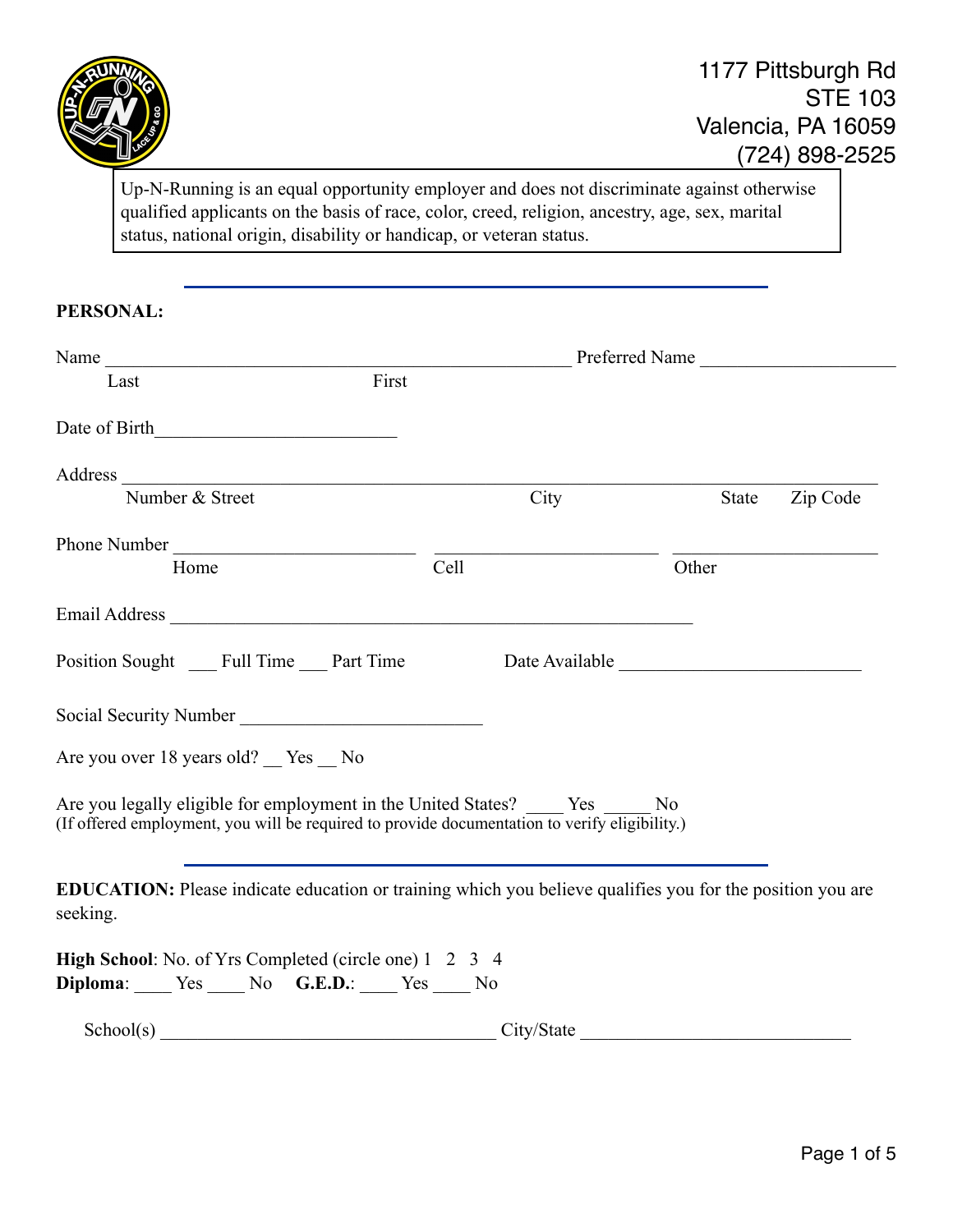1177 Pittsburgh Rd
STE 103
Valencia, PA 16059
(724) 898-2525

> Up-N-Running is an equal opportunity employer and does not discriminate against otherwise qualified applicants on the basis of race, color, creed, religion, ancestry, age, sex, marital status, national origin, disability or handicap, or veteran status.

---

**PERSONAL:**

Name ______________________________________________ Preferred Name ____________________
Last First

Date of Birth________________________

Address ___________________________________________________________________________
Number & Street City State Zip Code

Phone Number ________________________ ________________________ ____________________
Home Cell Other

Email Address ____________________________________________________

Position Sought ___ Full Time ___ Part Time Date Available ________________________

Social Security Number ________________________

Are you over 18 years old? __ Yes __ No

Are you legally eligible for employment in the United States? ____ Yes _____ No
(If offered employment, you will be required to provide documentation to verify eligibility.)

---

**EDUCATION:** Please indicate education or training which you believe qualifies you for the position you are seeking.

**High School**: No. of Yrs Completed (circle one) 1 2 3 4
**Diploma**: ____ Yes ____ No **G.E.D.**: ____ Yes ____ No

School(s) _________________________________ City/State ___________________________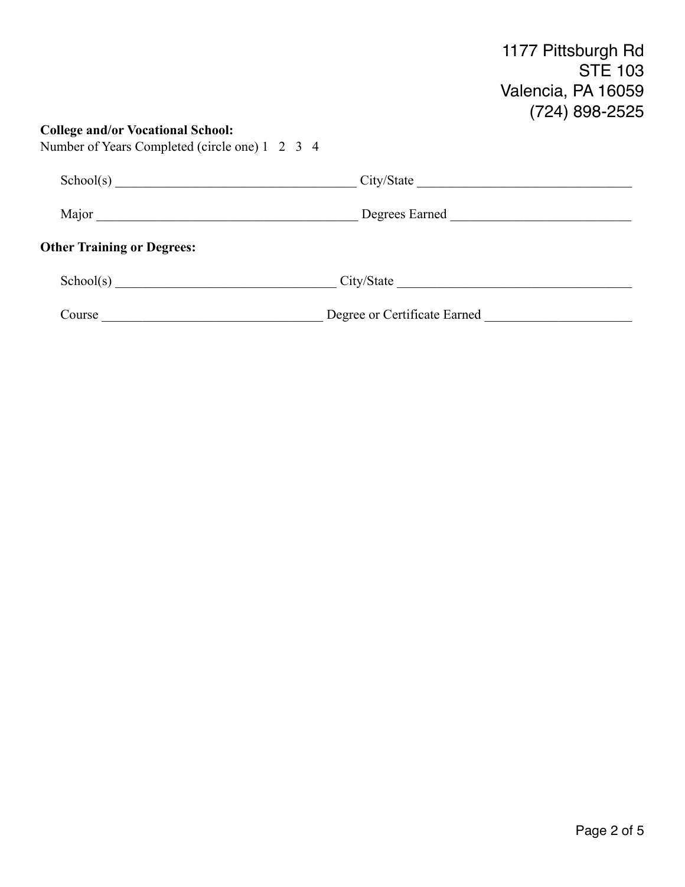1177 Pittsburgh Rd
STE 103
Valencia, PA 16059
(724) 898-2525

**College and/or Vocational School:**

Number of Years Completed (circle one) 1 2 3 4

School(s) ____________________________________ City/State ________________________________

Major _______________________________________ Degrees Earned ___________________________

**Other Training or Degrees:**

School(s) _________________________________ City/State ___________________________________

Course _________________________________ Degree or Certificate Earned ______________________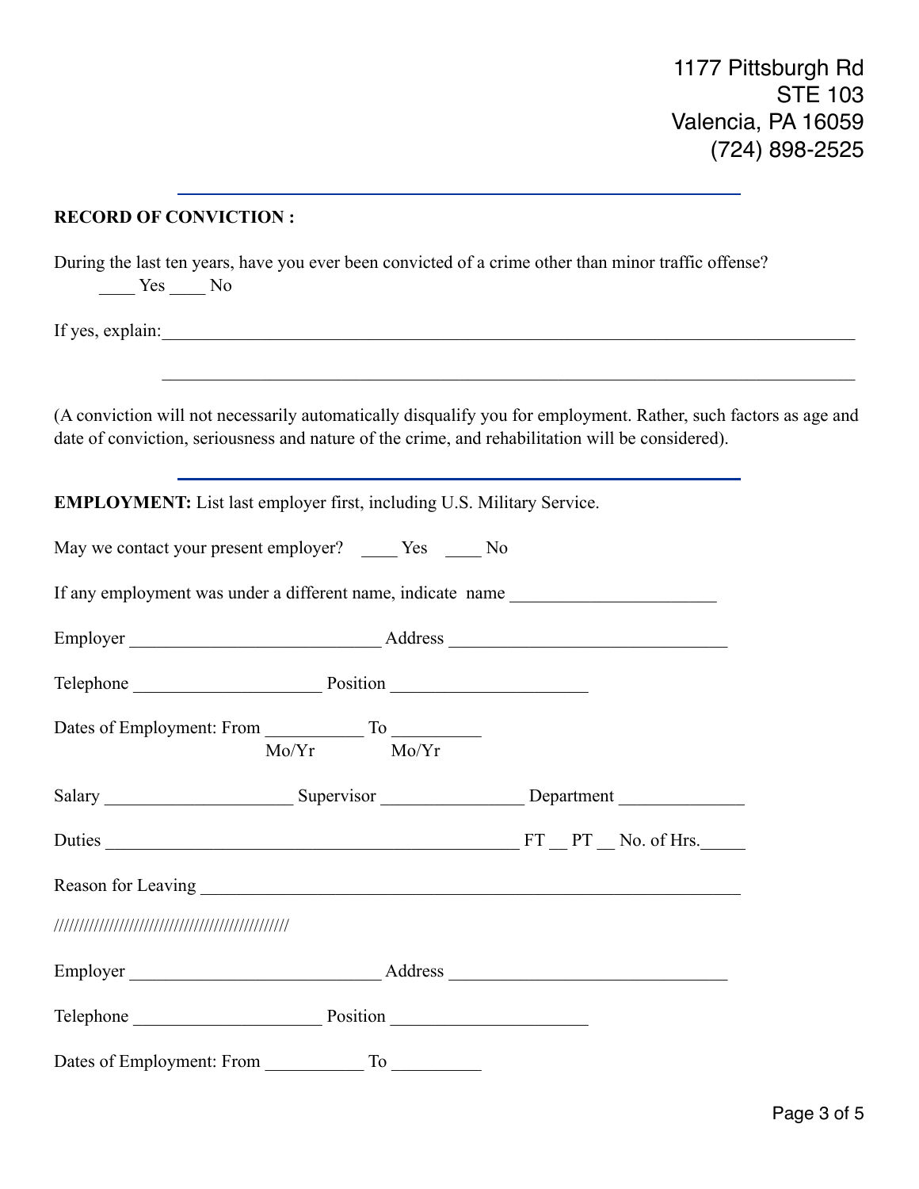1177 Pittsburgh Rd
STE 103
Valencia, PA 16059
(724) 898-2525

---

**RECORD OF CONVICTION :**

During the last ten years, have you ever been convicted of a crime other than minor traffic offense?
____ Yes ____ No

If yes, explain:_______________________________________________________________________________

_______________________________________________________________________________

(A conviction will not necessarily automatically disqualify you for employment. Rather, such factors as age and date of conviction, seriousness and nature of the crime, and rehabilitation will be considered).

---

**EMPLOYMENT:** List last employer first, including U.S. Military Service.

May we contact your present employer? ____ Yes ____ No

If any employment was under a different name, indicate name _______________________

Employer ____________________________ Address _______________________________

Telephone _____________________ Position _____________________

Dates of Employment: From ___________ To __________
Mo/Yr Mo/Yr

Salary _____________________ Supervisor ________________ Department ______________

Duties _______________________________________________ FT __ PT __ No. of Hrs._____

Reason for Leaving ______________________________________________________________

//////////////////////////////////////////////

Employer ____________________________ Address _______________________________

Telephone _____________________ Position _____________________

Dates of Employment: From ___________ To __________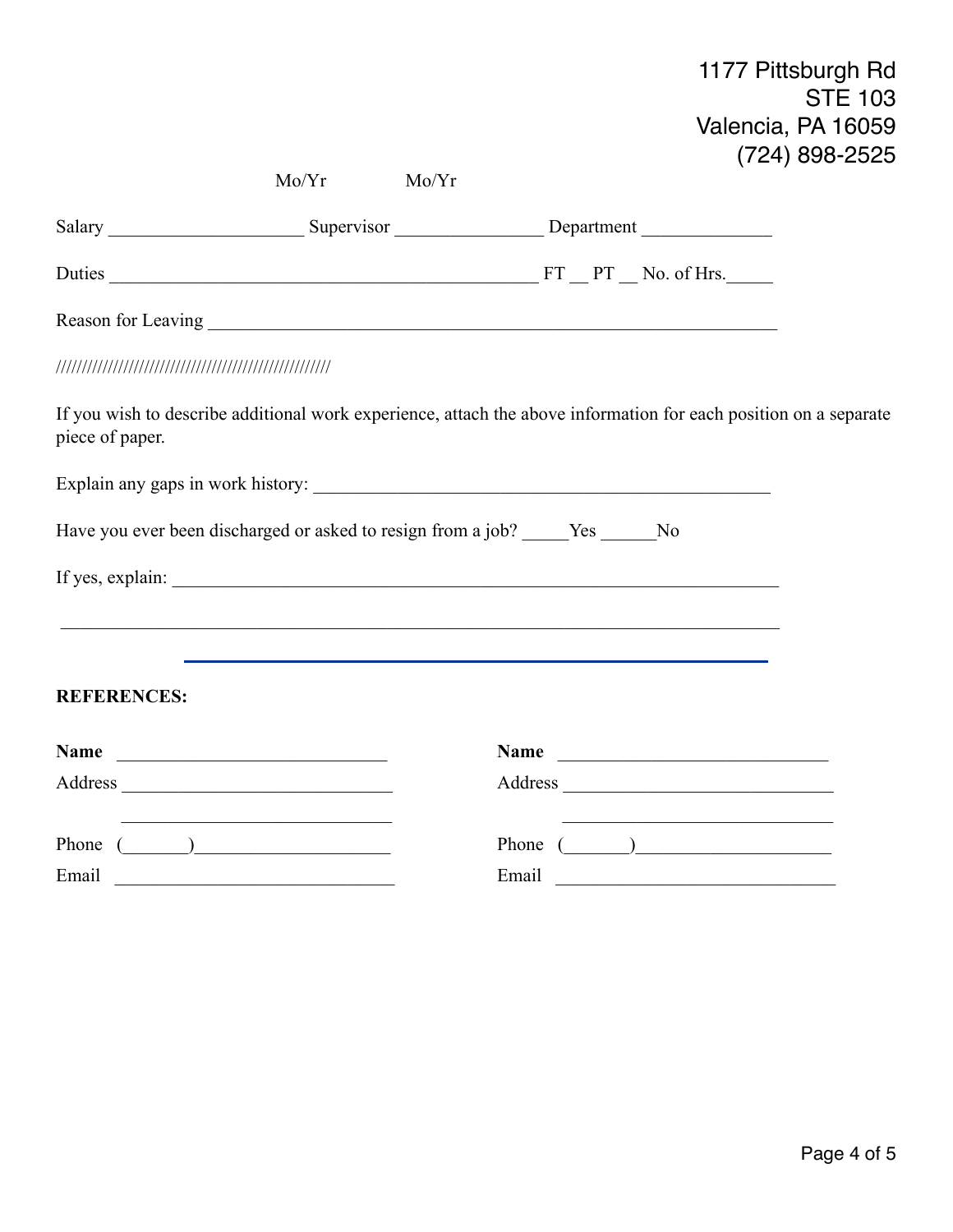1177 Pittsburgh Rd
STE 103
Valencia, PA 16059
(724) 898-2525

Mo/Yr Mo/Yr

Salary ____________________ Supervisor _______________ Department _____________

Duties ____________________________________________ FT __ PT __ No. of Hrs._____

Reason for Leaving ___________________________________________________________

////////////////////////////////////////////////////

If you wish to describe additional work experience, attach the above information for each position on a separate piece of paper.

Explain any gaps in work history: _____________________________________________

Have you ever been discharged or asked to resign from a job? _____Yes ______No

If yes, explain: _______________________________________________________________

_______________________________________________________________________________

---

**REFERENCES:**

**Name** ____________________________
Address ____________________________
____________________________
Phone (_______)____________________
Email ____________________________

**Name** ____________________________
Address ____________________________
____________________________
Phone (_______)____________________
Email ____________________________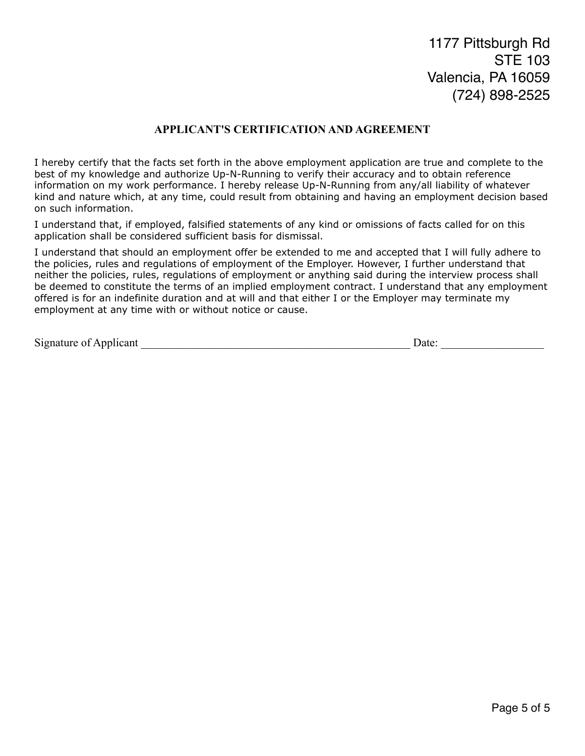1177 Pittsburgh Rd
STE 103
Valencia, PA 16059
(724) 898-2525

## APPLICANT'S CERTIFICATION AND AGREEMENT

I hereby certify that the facts set forth in the above employment application are true and complete to the best of my knowledge and authorize Up-N-Running to verify their accuracy and to obtain reference information on my work performance. I hereby release Up-N-Running from any/all liability of whatever kind and nature which, at any time, could result from obtaining and having an employment decision based on such information.

I understand that, if employed, falsified statements of any kind or omissions of facts called for on this application shall be considered sufficient basis for dismissal.

I understand that should an employment offer be extended to me and accepted that I will fully adhere to the policies, rules and regulations of employment of the Employer. However, I further understand that neither the policies, rules, regulations of employment or anything said during the interview process shall be deemed to constitute the terms of an implied employment contract. I understand that any employment offered is for an indefinite duration and at will and that either I or the Employer may terminate my employment at any time with or without notice or cause.

Signature of Applicant ________________________________________________ Date: __________________